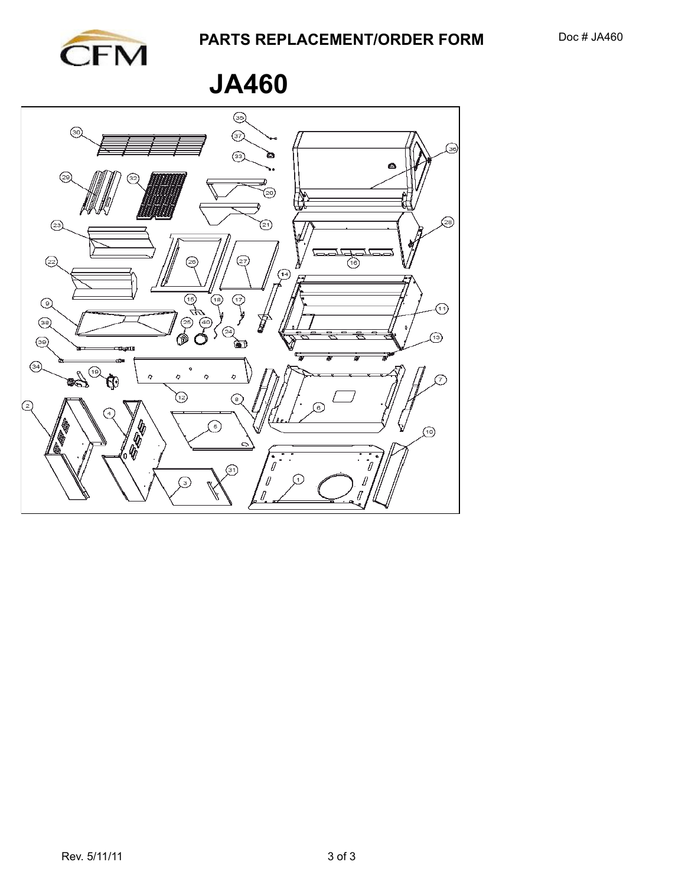# PARTS REPLACEMENT/ORDER FORM

Doc # JA460

## JA460

Rev. 5/11/11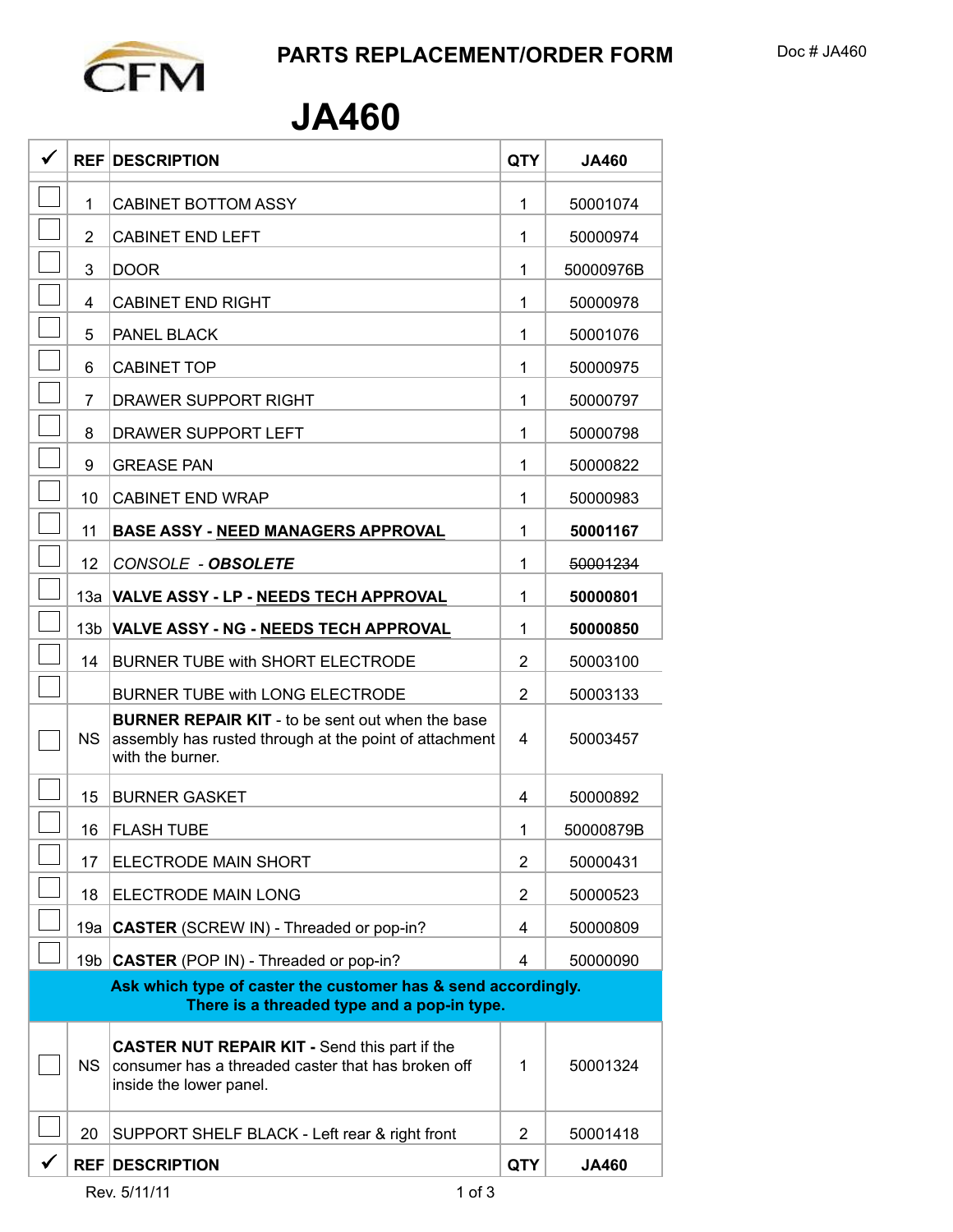# PARTS REPLACEMENT/ORDER FORM

Doc # JA460

# JA460

| ✓ | REF | DESCRIPTION | QTY | JA460 |
|---|---|---|---|---|
| ☐ | 1 | CABINET BOTTOM ASSY | 1 | 50001074 |
| ☐ | 2 | CABINET END LEFT | 1 | 50000974 |
| ☐ | 3 | DOOR | 1 | 50000976B |
| ☐ | 4 | CABINET END RIGHT | 1 | 50000978 |
| ☐ | 5 | PANEL BLACK | 1 | 50001076 |
| ☐ | 6 | CABINET TOP | 1 | 50000975 |
| ☐ | 7 | DRAWER SUPPORT RIGHT | 1 | 50000797 |
| ☐ | 8 | DRAWER SUPPORT LEFT | 1 | 50000798 |
| ☐ | 9 | GREASE PAN | 1 | 50000822 |
| ☐ | 10 | CABINET END WRAP | 1 | 50000983 |
| ☐ | 11 | **BASE ASSY - NEED MANAGERS APPROVAL** | 1 | **50001167** |
| ☐ | 12 | *CONSOLE - **OBSOLETE*** | 1 | ~~50001234~~ |
| ☐ | 13a | **VALVE ASSY - LP - NEEDS TECH APPROVAL** | 1 | **50000801** |
| ☐ | 13b | **VALVE ASSY - NG - NEEDS TECH APPROVAL** | 1 | **50000850** |
| ☐ | 14 | BURNER TUBE with SHORT ELECTRODE | 2 | 50003100 |
| ☐ | | BURNER TUBE with LONG ELECTRODE | 2 | 50003133 |
| ☐ | NS | **BURNER REPAIR KIT** - to be sent out when the base assembly has rusted through at the point of attachment with the burner. | 4 | 50003457 |
| ☐ | 15 | BURNER GASKET | 4 | 50000892 |
| ☐ | 16 | FLASH TUBE | 1 | 50000879B |
| ☐ | 17 | ELECTRODE MAIN SHORT | 2 | 50000431 |
| ☐ | 18 | ELECTRODE MAIN LONG | 2 | 50000523 |
| ☐ | 19a | **CASTER** (SCREW IN) - Threaded or pop-in? | 4 | 50000809 |
| ☐ | 19b | **CASTER** (POP IN) - Threaded or pop-in? | 4 | 50000090 |
| | | **Ask which type of caster the customer has & send accordingly. There is a threaded type and a pop-in type.** | | |
| ☐ | NS | **CASTER NUT REPAIR KIT -** Send this part if the consumer has a threaded caster that has broken off inside the lower panel. | 1 | 50001324 |
| ☐ | 20 | SUPPORT SHELF BLACK - Left rear & right front | 2 | 50001418 |
| ✓ | REF | DESCRIPTION | QTY | JA460 |

Rev. 5/11/11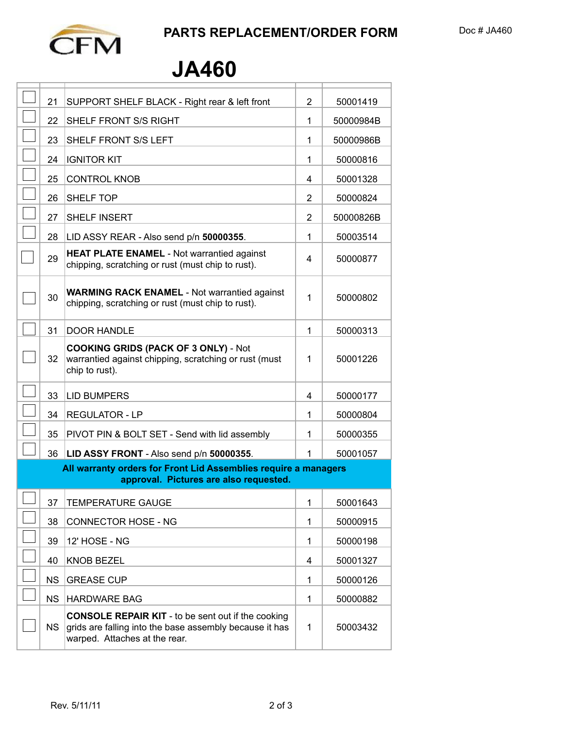# PARTS REPLACEMENT/ORDER FORM

Doc # JA460

# JA460

| | | | | |
|---|---|---|---|---|
| ☐ | 21 | SUPPORT SHELF BLACK - Right rear & left front | 2 | 50001419 |
| ☐ | 22 | SHELF FRONT S/S RIGHT | 1 | 50000984B |
| ☐ | 23 | SHELF FRONT S/S LEFT | 1 | 50000986B |
| ☐ | 24 | IGNITOR KIT | 1 | 50000816 |
| ☐ | 25 | CONTROL KNOB | 4 | 50001328 |
| ☐ | 26 | SHELF TOP | 2 | 50000824 |
| ☐ | 27 | SHELF INSERT | 2 | 50000826B |
| ☐ | 28 | LID ASSY REAR - Also send p/n **50000355**. | 1 | 50003514 |
| ☐ | 29 | **HEAT PLATE ENAMEL** - Not warrantied against chipping, scratching or rust (must chip to rust). | 4 | 50000877 |
| ☐ | 30 | **WARMING RACK ENAMEL** - Not warrantied against chipping, scratching or rust (must chip to rust). | 1 | 50000802 |
| ☐ | 31 | DOOR HANDLE | 1 | 50000313 |
| ☐ | 32 | **COOKING GRIDS (PACK OF 3 ONLY)** - Not warrantied against chipping, scratching or rust (must chip to rust). | 1 | 50001226 |
| ☐ | 33 | LID BUMPERS | 4 | 50000177 |
| ☐ | 34 | REGULATOR - LP | 1 | 50000804 |
| ☐ | 35 | PIVOT PIN & BOLT SET - Send with lid assembly | 1 | 50000355 |
| ☐ | 36 | **LID ASSY FRONT** - Also send p/n **50000355**. | 1 | 50001057 |
| | | **All warranty orders for Front Lid Assemblies require a managers approval. Pictures are also requested.** | | |
| ☐ | 37 | TEMPERATURE GAUGE | 1 | 50001643 |
| ☐ | 38 | CONNECTOR HOSE - NG | 1 | 50000915 |
| ☐ | 39 | 12' HOSE - NG | 1 | 50000198 |
| ☐ | 40 | KNOB BEZEL | 4 | 50001327 |
| ☐ | NS | GREASE CUP | 1 | 50000126 |
| ☐ | NS | HARDWARE BAG | 1 | 50000882 |
| ☐ | NS | **CONSOLE REPAIR KIT** - to be sent out if the cooking grids are falling into the base assembly because it has warped. Attaches at the rear. | 1 | 50003432 |

Rev. 5/11/11